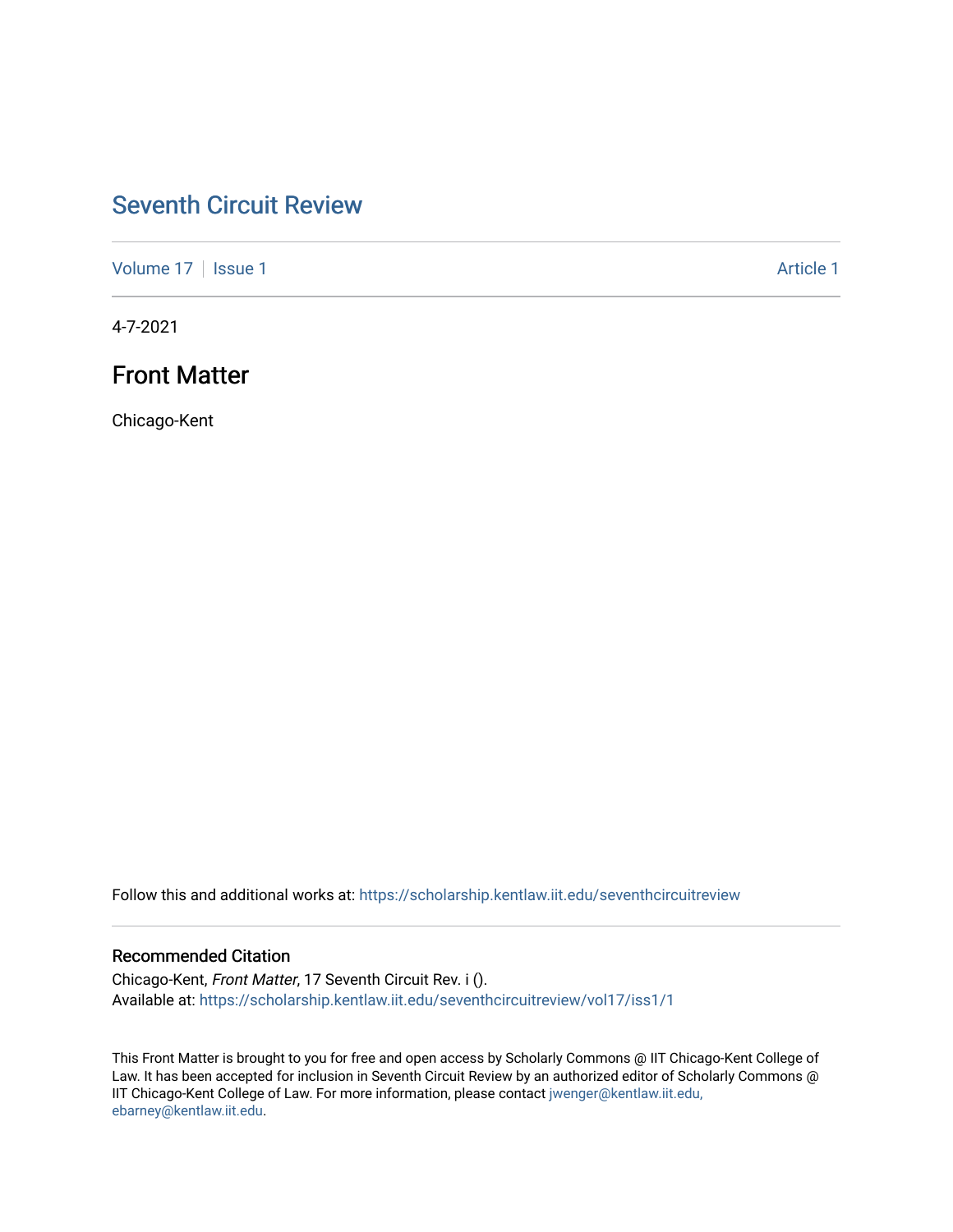# Seventh Circuit Review

Volume 17 | Issue 1 Article 1

4-7-2021

## Front Matter

Chicago-Kent

Follow this and additional works at: https://scholarship.kentlaw.iit.edu/seventhcircuitreview

### Recommended Citation

Chicago-Kent, *Front Matter*, 17 Seventh Circuit Rev. i ().
Available at: https://scholarship.kentlaw.iit.edu/seventhcircuitreview/vol17/iss1/1

This Front Matter is brought to you for free and open access by Scholarly Commons @ IIT Chicago-Kent College of Law. It has been accepted for inclusion in Seventh Circuit Review by an authorized editor of Scholarly Commons @ IIT Chicago-Kent College of Law. For more information, please contact jwenger@kentlaw.iit.edu, ebarney@kentlaw.iit.edu.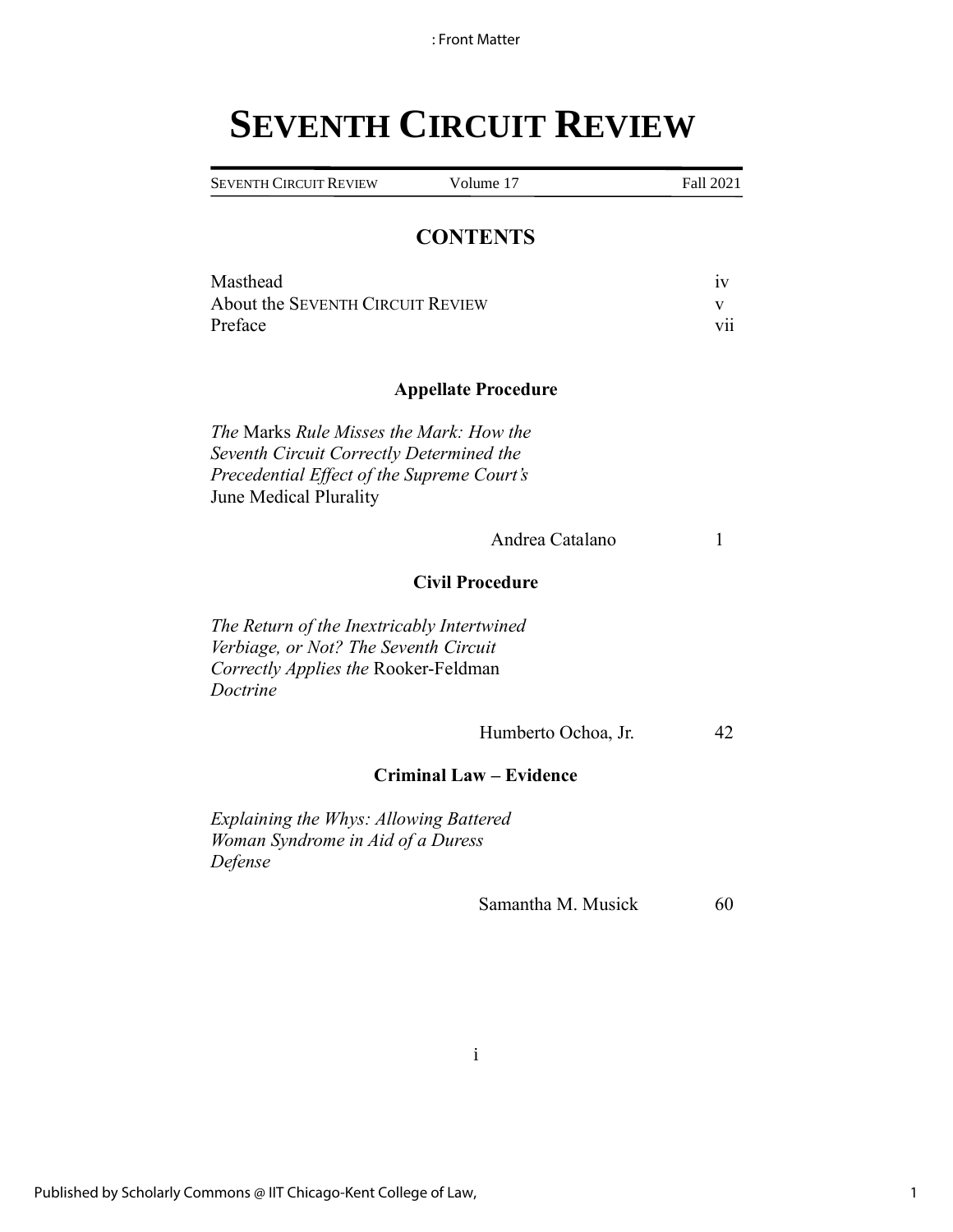# SEVENTH CIRCUIT REVIEW

SEVENTH CIRCUIT REVIEW | Volume 17 | Fall 2021

## CONTENTS

| | |
|---|---|
| Masthead | iv |
| About the SEVENTH CIRCUIT REVIEW | v |
| Preface | vii |

### Appellate Procedure

*The* Marks *Rule Misses the Mark: How the Seventh Circuit Correctly Determined the Precedential Effect of the Supreme Court's* June Medical Plurality

Andrea Catalano — 1

### Civil Procedure

*The Return of the Inextricably Intertwined Verbiage, or Not? The Seventh Circuit Correctly Applies the* Rooker-Feldman *Doctrine*

Humberto Ochoa, Jr. — 42

### Criminal Law – Evidence

*Explaining the Whys: Allowing Battered Woman Syndrome in Aid of a Duress Defense*

Samantha M. Musick — 60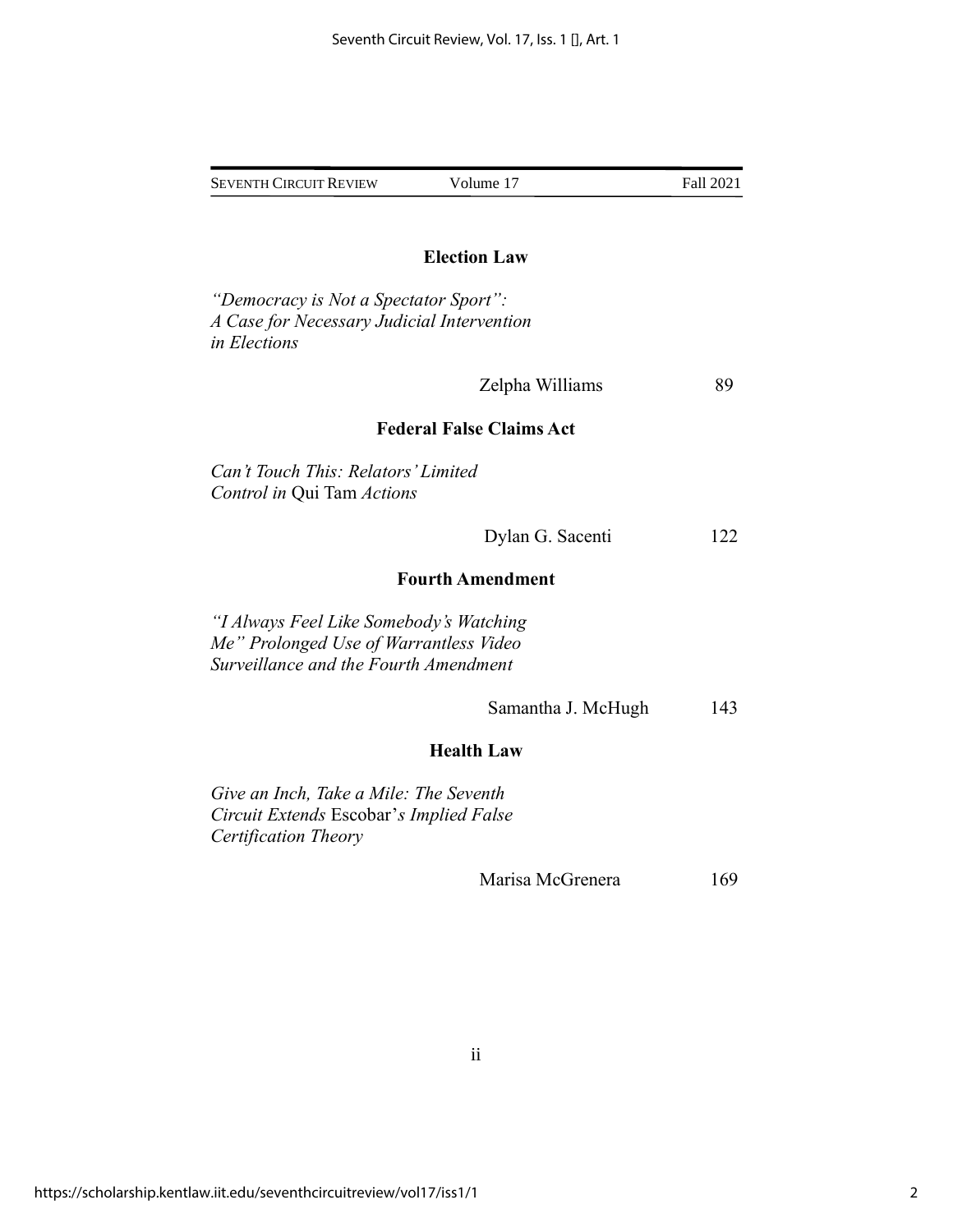## Election Law

*"Democracy is Not a Spectator Sport": A Case for Necessary Judicial Intervention in Elections*

Zelpha Williams — 89

## Federal False Claims Act

*Can't Touch This: Relators' Limited Control in* Qui Tam *Actions*

Dylan G. Sacenti — 122

## Fourth Amendment

*"I Always Feel Like Somebody's Watching Me" Prolonged Use of Warrantless Video Surveillance and the Fourth Amendment*

Samantha J. McHugh — 143

## Health Law

*Give an Inch, Take a Mile: The Seventh Circuit Extends* Escobar'*s Implied False Certification Theory*

Marisa McGrenera — 169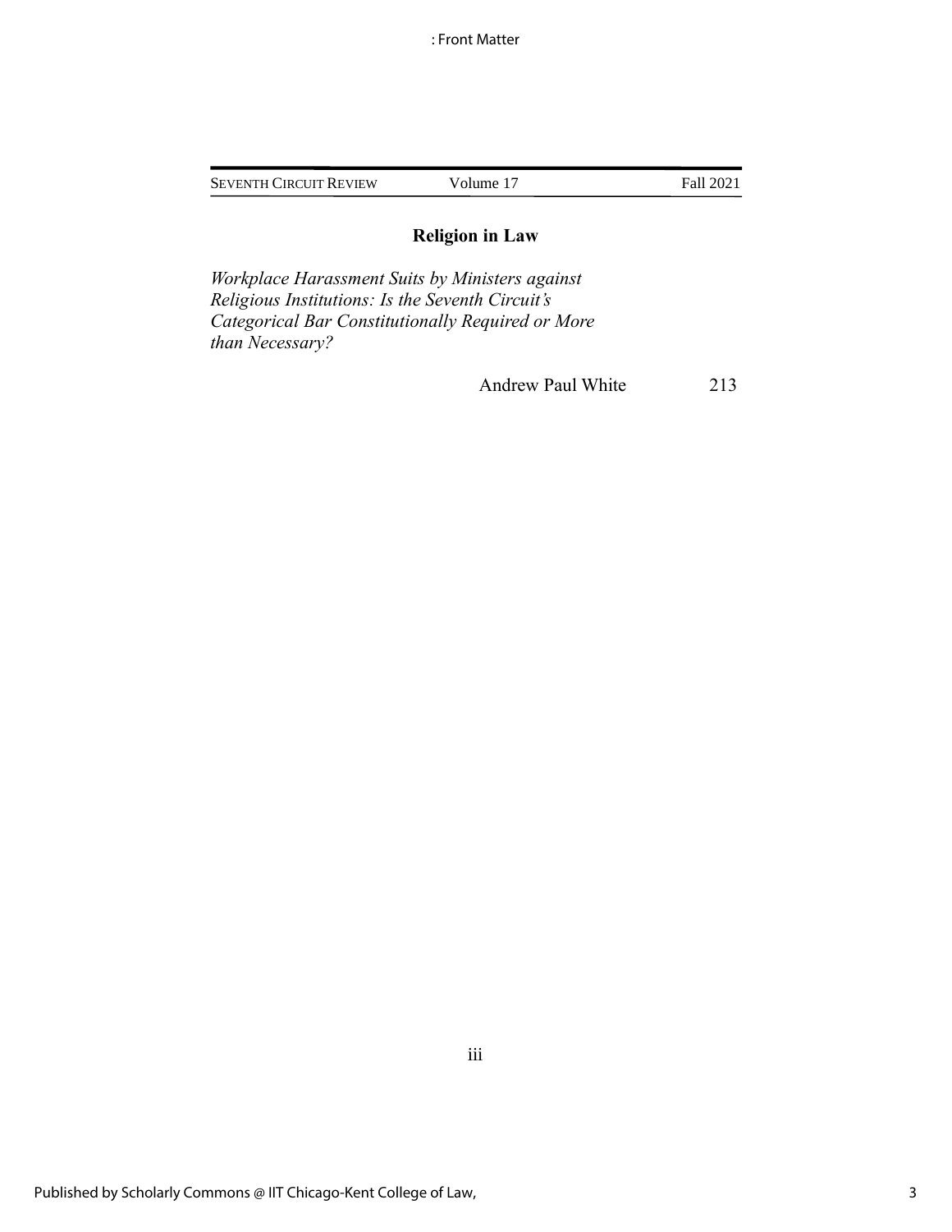## Religion in Law

*Workplace Harassment Suits by Ministers against Religious Institutions: Is the Seventh Circuit's Categorical Bar Constitutionally Required or More than Necessary?*

Andrew Paul White — 213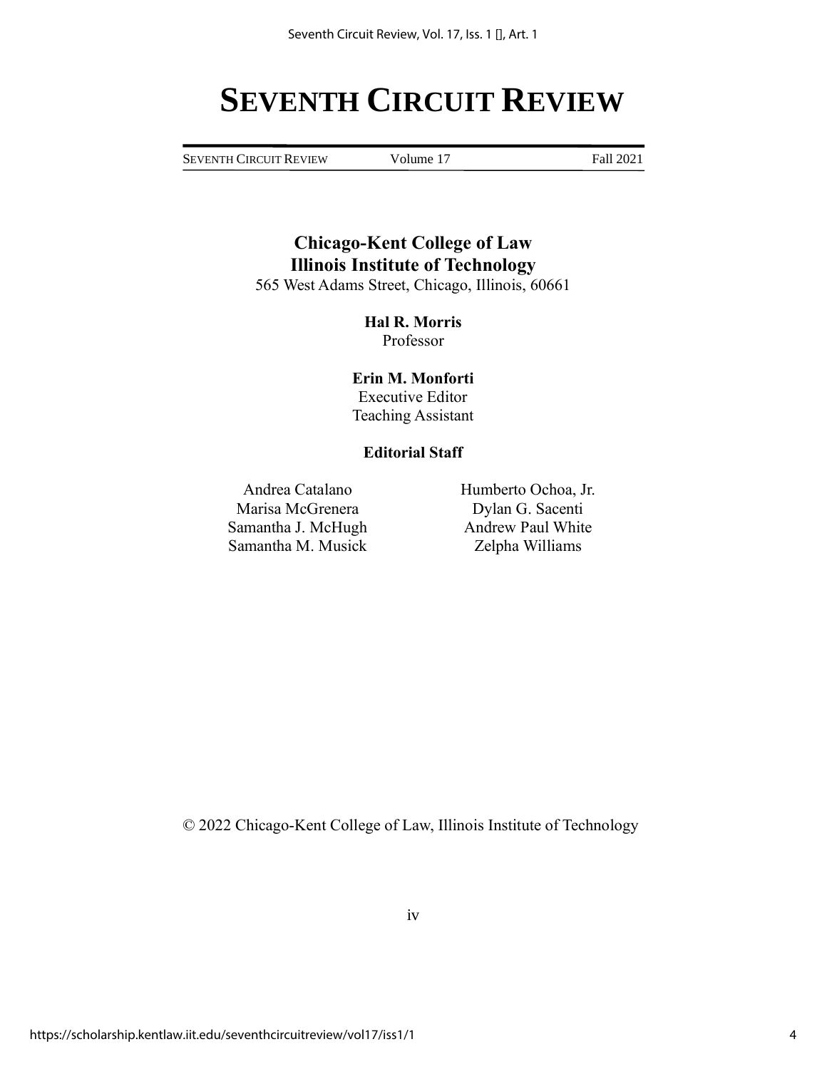# SEVENTH CIRCUIT REVIEW

SEVENTH CIRCUIT REVIEW Volume 17 Fall 2021

**Chicago-Kent College of Law**
**Illinois Institute of Technology**
565 West Adams Street, Chicago, Illinois, 60661

**Hal R. Morris**
Professor

**Erin M. Monforti**
Executive Editor
Teaching Assistant

**Editorial Staff**

Andrea Catalano
Marisa McGrenera
Samantha J. McHugh
Samantha M. Musick
Humberto Ochoa, Jr.
Dylan G. Sacenti
Andrew Paul White
Zelpha Williams

© 2022 Chicago-Kent College of Law, Illinois Institute of Technology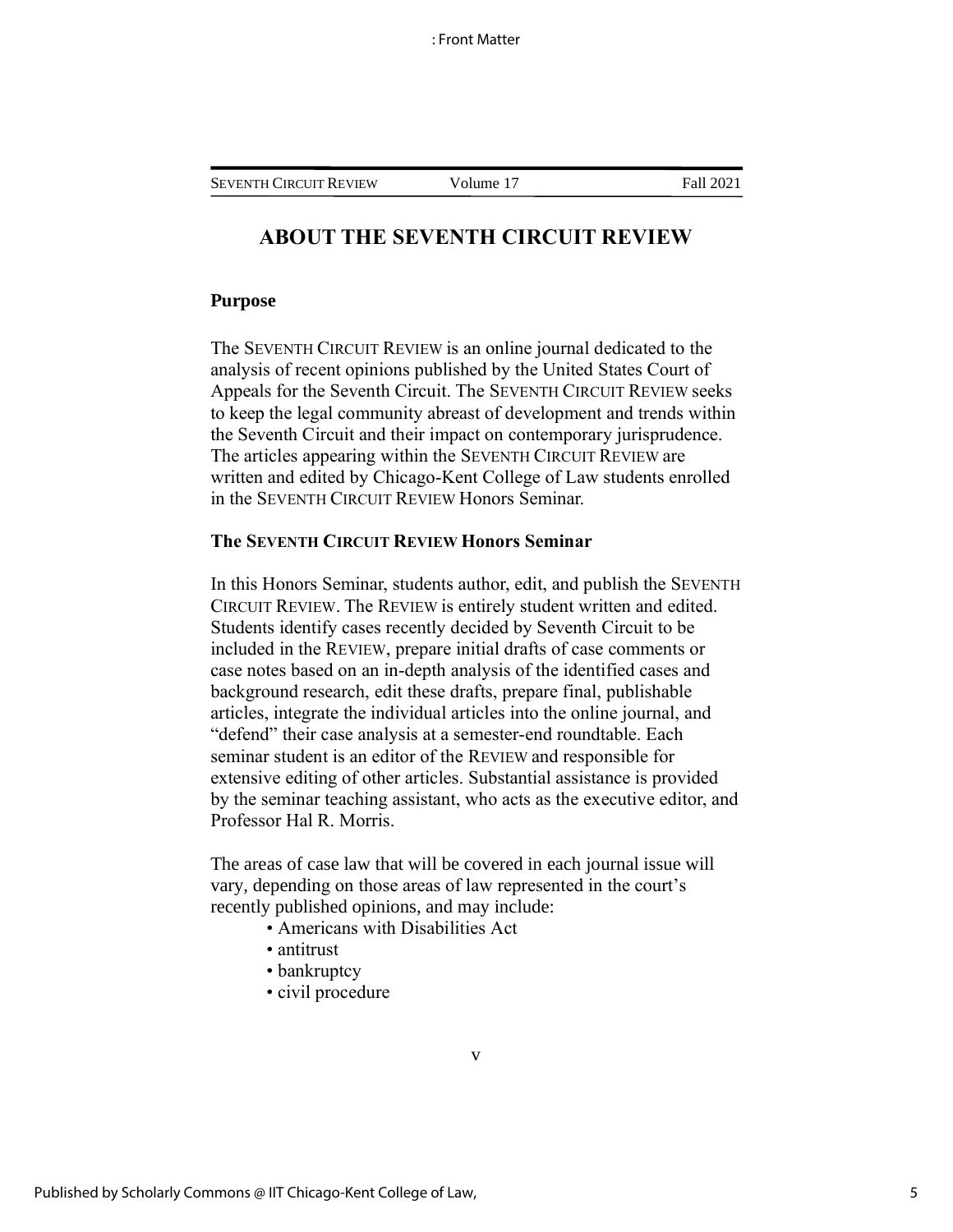# ABOUT THE SEVENTH CIRCUIT REVIEW

### Purpose

The SEVENTH CIRCUIT REVIEW is an online journal dedicated to the analysis of recent opinions published by the United States Court of Appeals for the Seventh Circuit. The SEVENTH CIRCUIT REVIEW seeks to keep the legal community abreast of development and trends within the Seventh Circuit and their impact on contemporary jurisprudence. The articles appearing within the SEVENTH CIRCUIT REVIEW are written and edited by Chicago-Kent College of Law students enrolled in the SEVENTH CIRCUIT REVIEW Honors Seminar.

### The SEVENTH CIRCUIT REVIEW Honors Seminar

In this Honors Seminar, students author, edit, and publish the SEVENTH CIRCUIT REVIEW. The REVIEW is entirely student written and edited. Students identify cases recently decided by Seventh Circuit to be included in the REVIEW, prepare initial drafts of case comments or case notes based on an in-depth analysis of the identified cases and background research, edit these drafts, prepare final, publishable articles, integrate the individual articles into the online journal, and "defend" their case analysis at a semester-end roundtable. Each seminar student is an editor of the REVIEW and responsible for extensive editing of other articles. Substantial assistance is provided by the seminar teaching assistant, who acts as the executive editor, and Professor Hal R. Morris.

The areas of case law that will be covered in each journal issue will vary, depending on those areas of law represented in the court's recently published opinions, and may include:

- Americans with Disabilities Act
- antitrust
- bankruptcy
- civil procedure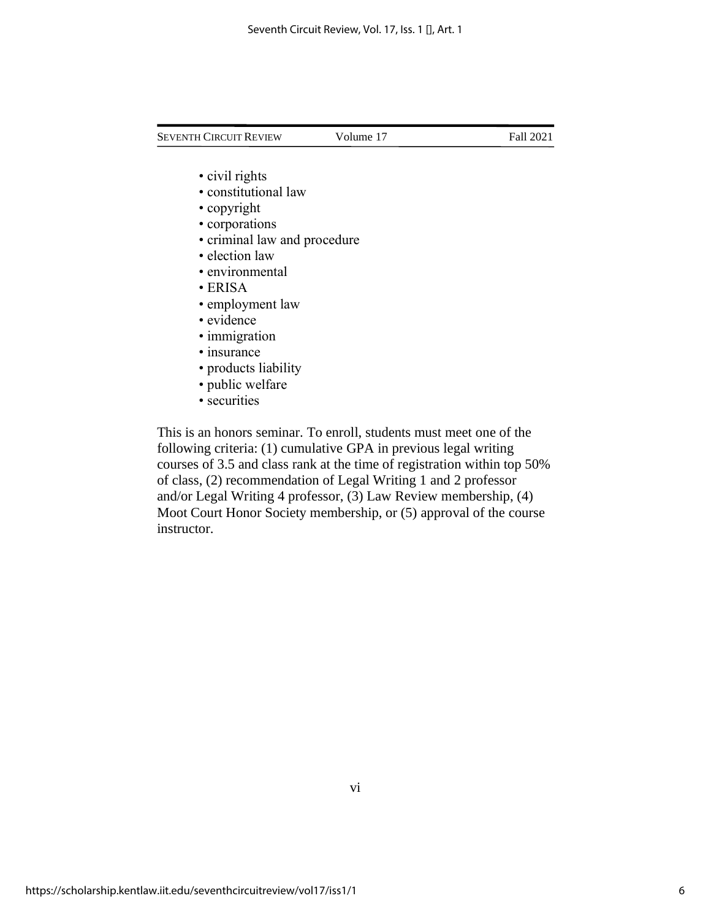- civil rights
- constitutional law
- copyright
- corporations
- criminal law and procedure
- election law
- environmental
- ERISA
- employment law
- evidence
- immigration
- insurance
- products liability
- public welfare
- securities

This is an honors seminar. To enroll, students must meet one of the following criteria: (1) cumulative GPA in previous legal writing courses of 3.5 and class rank at the time of registration within top 50% of class, (2) recommendation of Legal Writing 1 and 2 professor and/or Legal Writing 4 professor, (3) Law Review membership, (4) Moot Court Honor Society membership, or (5) approval of the course instructor.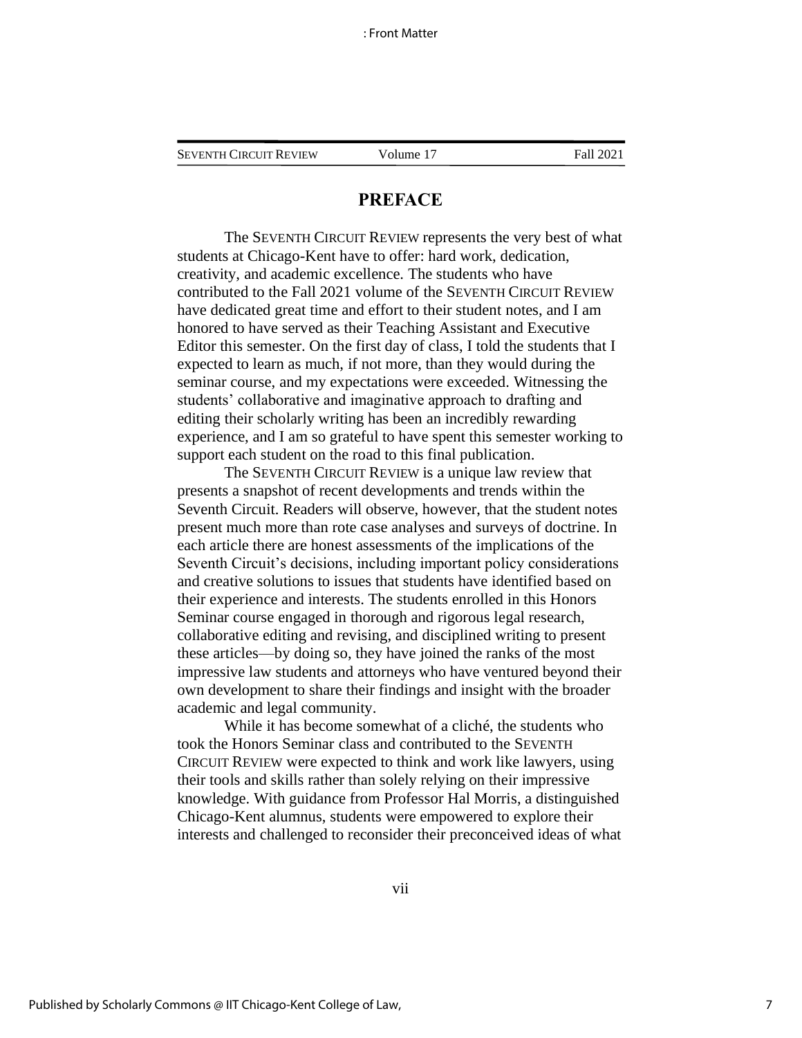## PREFACE

The SEVENTH CIRCUIT REVIEW represents the very best of what students at Chicago-Kent have to offer: hard work, dedication, creativity, and academic excellence. The students who have contributed to the Fall 2021 volume of the SEVENTH CIRCUIT REVIEW have dedicated great time and effort to their student notes, and I am honored to have served as their Teaching Assistant and Executive Editor this semester. On the first day of class, I told the students that I expected to learn as much, if not more, than they would during the seminar course, and my expectations were exceeded. Witnessing the students' collaborative and imaginative approach to drafting and editing their scholarly writing has been an incredibly rewarding experience, and I am so grateful to have spent this semester working to support each student on the road to this final publication.

The SEVENTH CIRCUIT REVIEW is a unique law review that presents a snapshot of recent developments and trends within the Seventh Circuit. Readers will observe, however, that the student notes present much more than rote case analyses and surveys of doctrine. In each article there are honest assessments of the implications of the Seventh Circuit's decisions, including important policy considerations and creative solutions to issues that students have identified based on their experience and interests. The students enrolled in this Honors Seminar course engaged in thorough and rigorous legal research, collaborative editing and revising, and disciplined writing to present these articles—by doing so, they have joined the ranks of the most impressive law students and attorneys who have ventured beyond their own development to share their findings and insight with the broader academic and legal community.

While it has become somewhat of a cliché, the students who took the Honors Seminar class and contributed to the SEVENTH CIRCUIT REVIEW were expected to think and work like lawyers, using their tools and skills rather than solely relying on their impressive knowledge. With guidance from Professor Hal Morris, a distinguished Chicago-Kent alumnus, students were empowered to explore their interests and challenged to reconsider their preconceived ideas of what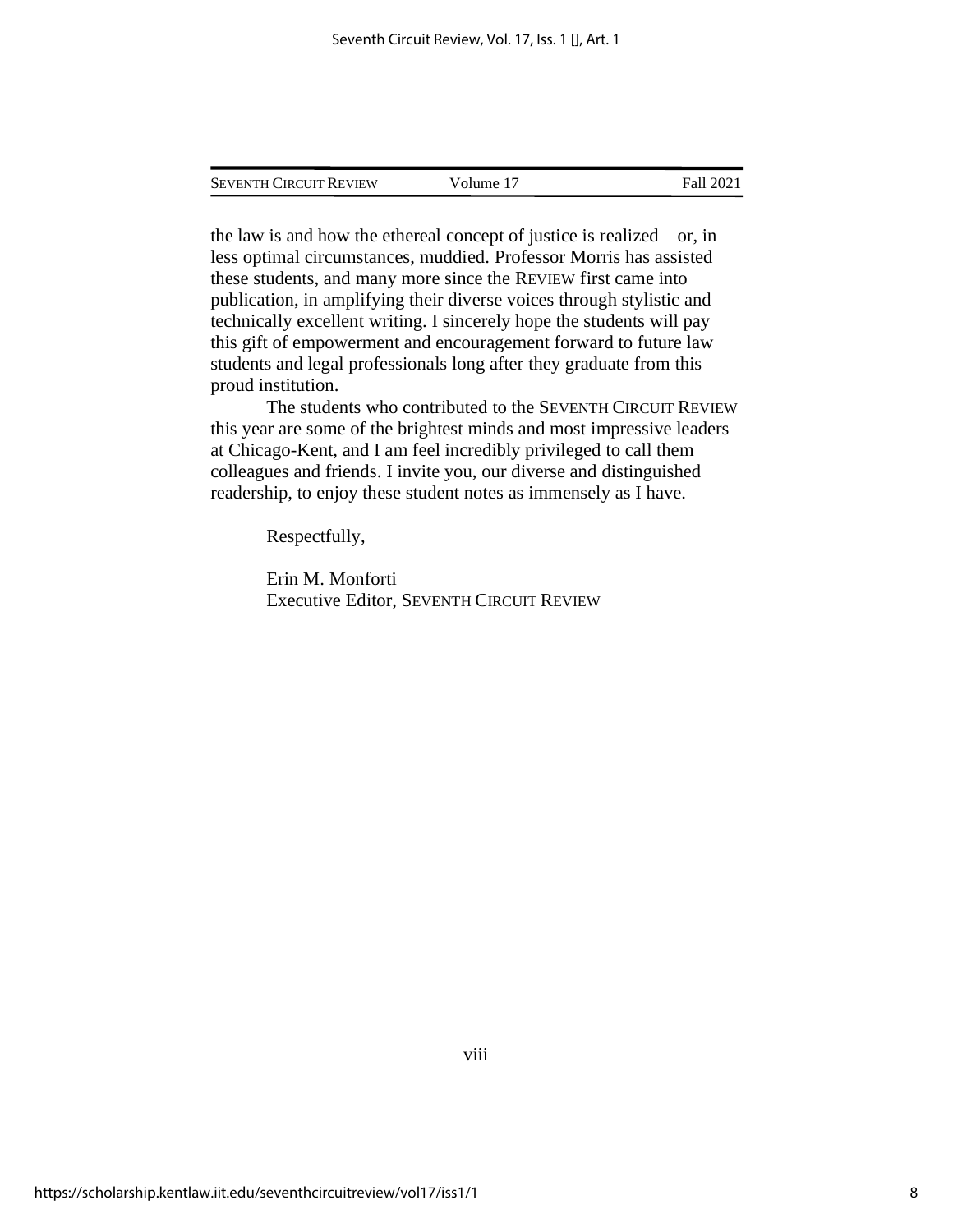the law is and how the ethereal concept of justice is realized—or, in less optimal circumstances, muddied. Professor Morris has assisted these students, and many more since the REVIEW first came into publication, in amplifying their diverse voices through stylistic and technically excellent writing. I sincerely hope the students will pay this gift of empowerment and encouragement forward to future law students and legal professionals long after they graduate from this proud institution.

The students who contributed to the SEVENTH CIRCUIT REVIEW this year are some of the brightest minds and most impressive leaders at Chicago-Kent, and I am feel incredibly privileged to call them colleagues and friends. I invite you, our diverse and distinguished readership, to enjoy these student notes as immensely as I have.

Respectfully,

Erin M. Monforti
Executive Editor, SEVENTH CIRCUIT REVIEW